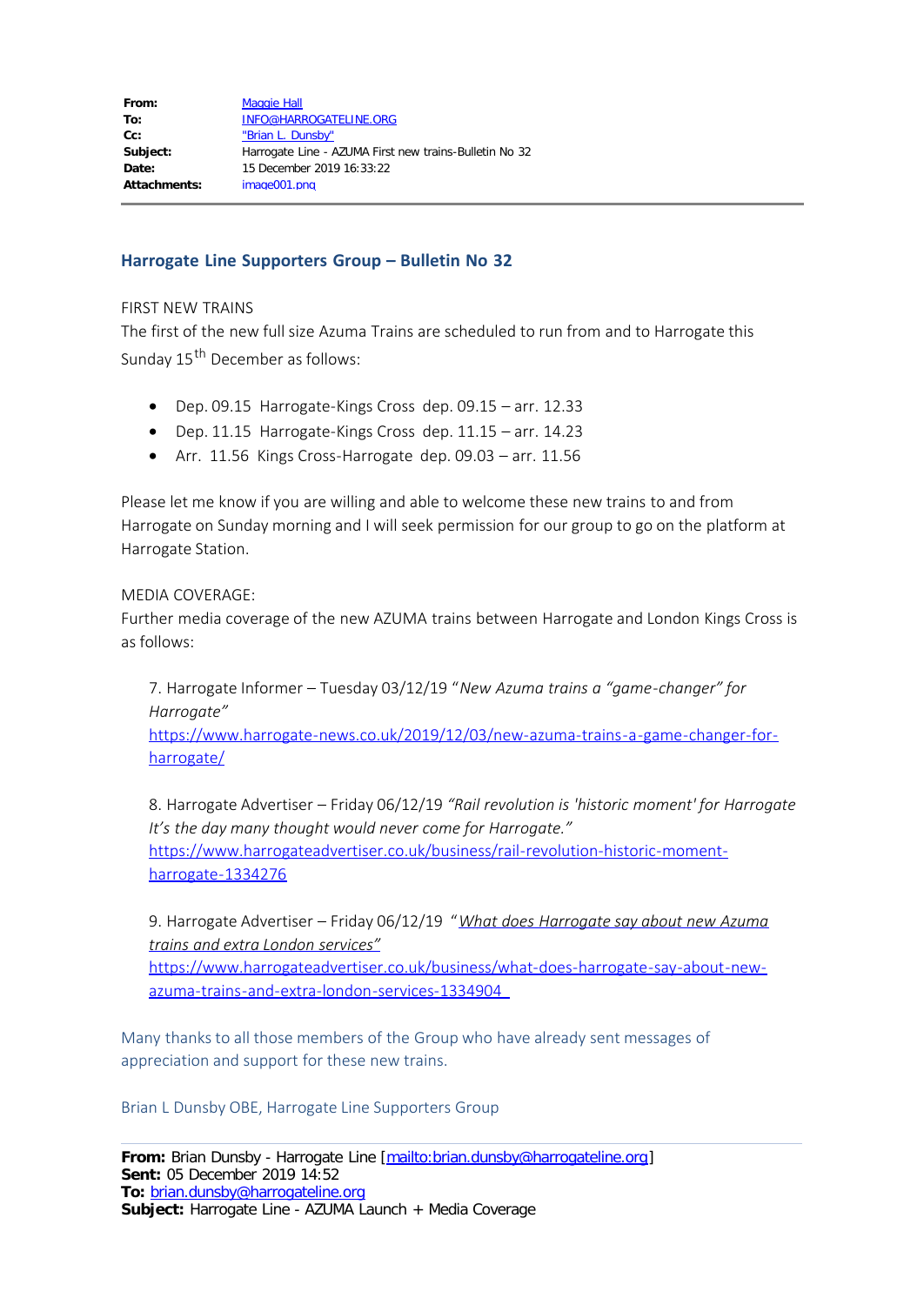| | |
|---|---|
| **From:** | Maggie Hall |
| **To:** | INFO@HARROGATELINE.ORG |
| **Cc:** | "Brian L. Dunsby" |
| **Subject:** | Harrogate Line - AZUMA First new trains-Bulletin No 32 |
| **Date:** | 15 December 2019 16:33:22 |
| **Attachments:** | image001.png |

## Harrogate Line Supporters Group – Bulletin No 32

FIRST NEW TRAINS

The first of the new full size Azuma Trains are scheduled to run from and to Harrogate this Sunday 15th December as follows:

- Dep. 09.15 Harrogate-Kings Cross dep. 09.15 – arr. 12.33
- Dep. 11.15 Harrogate-Kings Cross dep. 11.15 – arr. 14.23
- Arr. 11.56 Kings Cross-Harrogate dep. 09.03 – arr. 11.56

Please let me know if you are willing and able to welcome these new trains to and from Harrogate on Sunday morning and I will seek permission for our group to go on the platform at Harrogate Station.

MEDIA COVERAGE:

Further media coverage of the new AZUMA trains between Harrogate and London Kings Cross is as follows:

7. Harrogate Informer – Tuesday 03/12/19 "*New Azuma trains a "game-changer" for Harrogate"*
https://www.harrogate-news.co.uk/2019/12/03/new-azuma-trains-a-game-changer-for-harrogate/

8. Harrogate Advertiser – Friday 06/12/19 *"Rail revolution is 'historic moment' for Harrogate It's the day many thought would never come for Harrogate."*
https://www.harrogateadvertiser.co.uk/business/rail-revolution-historic-moment-harrogate-1334276

9. Harrogate Advertiser – Friday 06/12/19 "*What does Harrogate say about new Azuma trains and extra London services"*
https://www.harrogateadvertiser.co.uk/business/what-does-harrogate-say-about-new-azuma-trains-and-extra-london-services-1334904

Many thanks to all those members of the Group who have already sent messages of appreciation and support for these new trains.

Brian L Dunsby OBE, Harrogate Line Supporters Group

---

**From:** Brian Dunsby - Harrogate Line [mailto:brian.dunsby@harrogateline.org]
**Sent:** 05 December 2019 14:52
**To:** brian.dunsby@harrogateline.org
**Subject:** Harrogate Line - AZUMA Launch + Media Coverage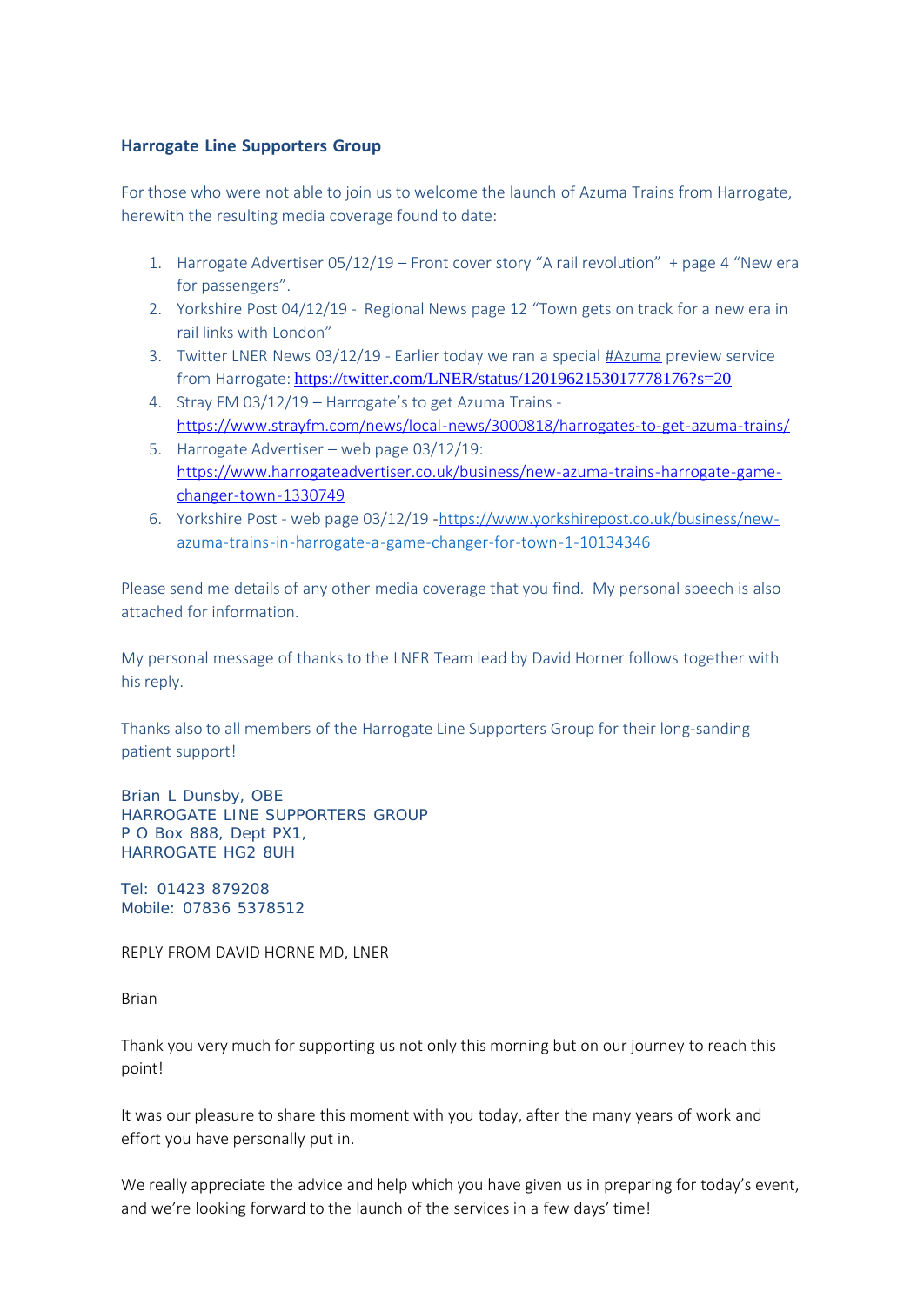**Harrogate Line Supporters Group**

For those who were not able to join us to welcome the launch of Azuma Trains from Harrogate, herewith the resulting media coverage found to date:

1. Harrogate Advertiser 05/12/19 – Front cover story "A rail revolution" + page 4 "New era for passengers".
2. Yorkshire Post 04/12/19 - Regional News page 12 "Town gets on track for a new era in rail links with London"
3. Twitter LNER News 03/12/19 - Earlier today we ran a special #Azuma preview service from Harrogate: https://twitter.com/LNER/status/1201962153017778176?s=20
4. Stray FM 03/12/19 – Harrogate's to get Azuma Trains - https://www.strayfm.com/news/local-news/3000818/harrogates-to-get-azuma-trains/
5. Harrogate Advertiser – web page 03/12/19: https://www.harrogateadvertiser.co.uk/business/new-azuma-trains-harrogate-game-changer-town-1330749
6. Yorkshire Post - web page 03/12/19 -https://www.yorkshirepost.co.uk/business/new-azuma-trains-in-harrogate-a-game-changer-for-town-1-10134346

Please send me details of any other media coverage that you find. My personal speech is also attached for information.

My personal message of thanks to the LNER Team lead by David Horner follows together with his reply.

Thanks also to all members of the Harrogate Line Supporters Group for their long-sanding patient support!

Brian L Dunsby, OBE
HARROGATE LINE SUPPORTERS GROUP
P O Box 888, Dept PX1,
HARROGATE HG2 8UH

Tel: 01423 879208
Mobile: 07836 5378512

REPLY FROM DAVID HORNE MD, LNER

Brian

Thank you very much for supporting us not only this morning but on our journey to reach this point!

It was our pleasure to share this moment with you today, after the many years of work and effort you have personally put in.

We really appreciate the advice and help which you have given us in preparing for today's event, and we're looking forward to the launch of the services in a few days' time!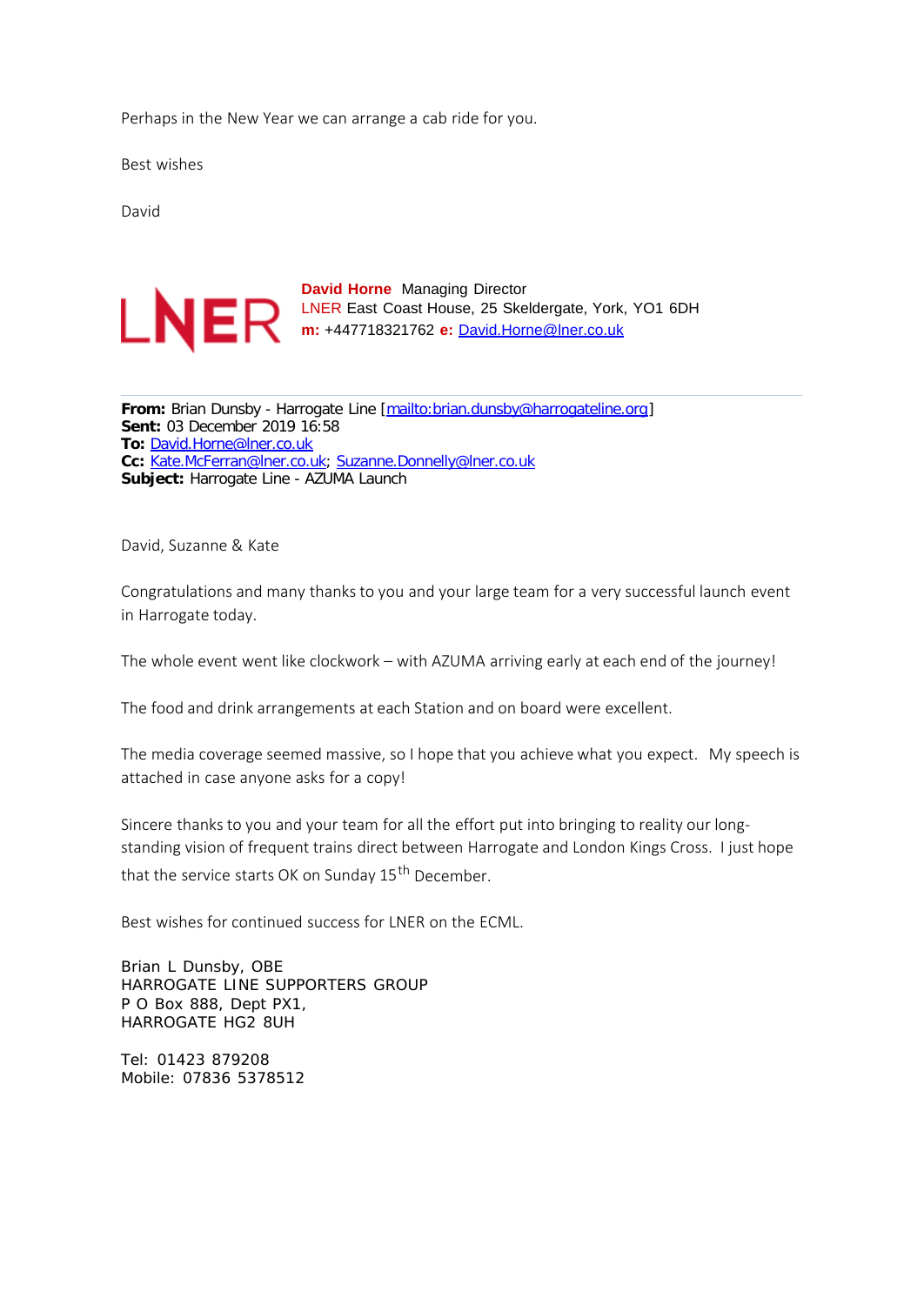Perhaps in the New Year we can arrange a cab ride for you.

Best wishes

David

LNER

**David Horne** Managing Director
LNER East Coast House, 25 Skeldergate, York, YO1 6DH
**m:** +447718321762 **e:** David.Horne@lner.co.uk

---

**From:** Brian Dunsby - Harrogate Line [mailto:brian.dunsby@harrogateline.org]
**Sent:** 03 December 2019 16:58
**To:** David.Horne@lner.co.uk
**Cc:** Kate.McFerran@lner.co.uk; Suzanne.Donnelly@lner.co.uk
**Subject:** Harrogate Line - AZUMA Launch

David, Suzanne & Kate

Congratulations and many thanks to you and your large team for a very successful launch event in Harrogate today.

The whole event went like clockwork – with AZUMA arriving early at each end of the journey!

The food and drink arrangements at each Station and on board were excellent.

The media coverage seemed massive, so I hope that you achieve what you expect. My speech is attached in case anyone asks for a copy!

Sincere thanks to you and your team for all the effort put into bringing to reality our long-standing vision of frequent trains direct between Harrogate and London Kings Cross. I just hope that the service starts OK on Sunday 15th December.

Best wishes for continued success for LNER on the ECML.

Brian L Dunsby, OBE
HARROGATE LINE SUPPORTERS GROUP
P O Box 888, Dept PX1,
HARROGATE HG2 8UH

Tel: 01423 879208
Mobile: 07836 5378512